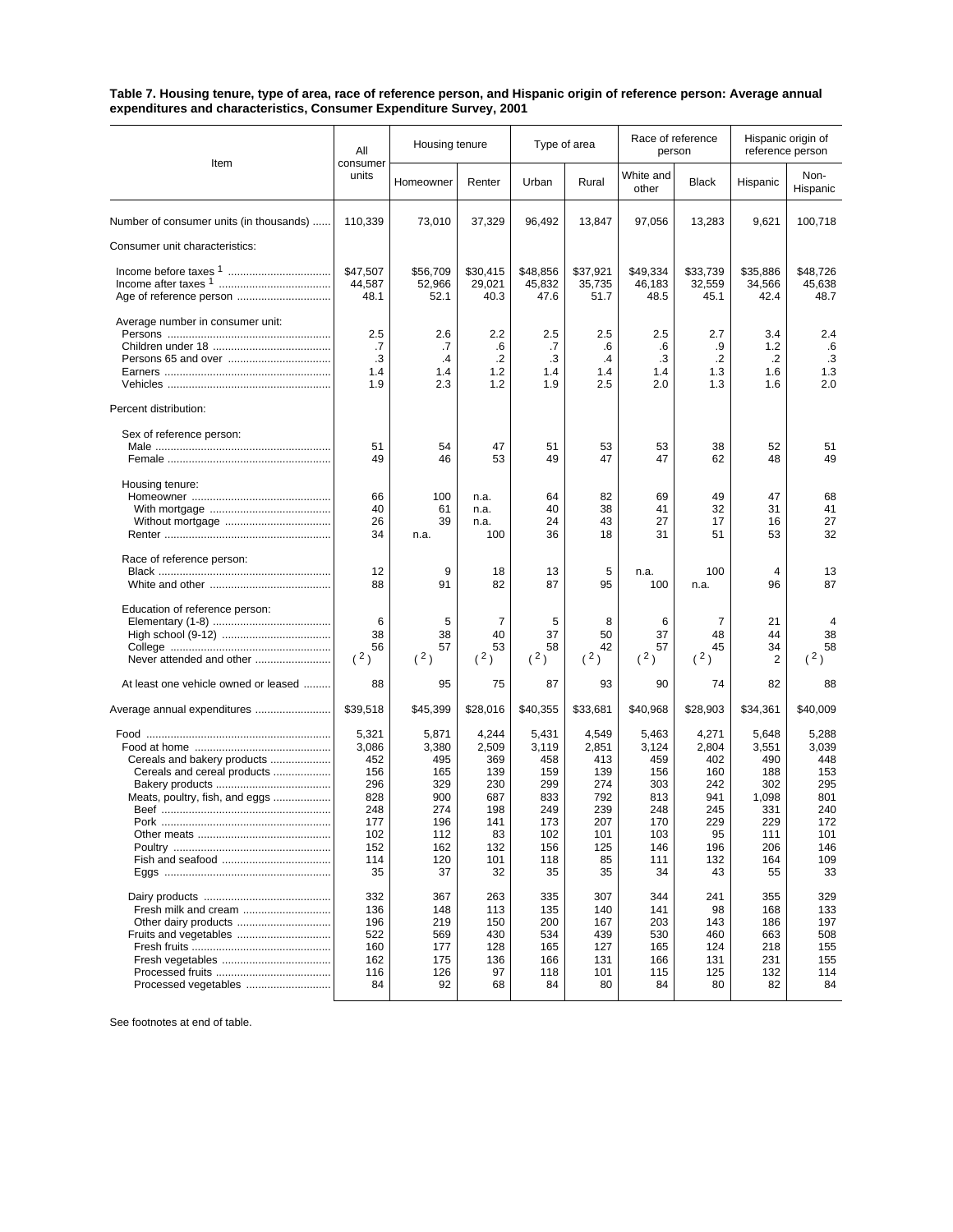**Table 7. Housing tenure, type of area, race of reference person, and Hispanic origin of reference person: Average annual expenditures and characteristics, Consumer Expenditure Survey, 2001**

| Item | All consumer units | Housing tenure | | Type of area | | Race of reference person | | Hispanic origin of reference person | |
|---|---|---|---|---|---|---|---|---|---|
| | | Homeowner | Renter | Urban | Rural | White and other | Black | Hispanic | Non-Hispanic |
| Number of consumer units (in thousands) | 110,339 | 73,010 | 37,329 | 96,492 | 13,847 | 97,056 | 13,283 | 9,621 | 100,718 |
| Consumer unit characteristics: | | | | | | | | | |
| Income before taxes [1] | $47,507 | $56,709 | $30,415 | $48,856 | $37,921 | $49,334 | $33,739 | $35,886 | $48,726 |
| Income after taxes [1] | 44,587 | 52,966 | 29,021 | 45,832 | 35,735 | 46,183 | 32,559 | 34,566 | 45,638 |
| Age of reference person | 48.1 | 52.1 | 40.3 | 47.6 | 51.7 | 48.5 | 45.1 | 42.4 | 48.7 |
| Average number in consumer unit: | | | | | | | | | |
| Persons | 2.5 | 2.6 | 2.2 | 2.5 | 2.5 | 2.5 | 2.7 | 3.4 | 2.4 |
| Children under 18 | .7 | .7 | .6 | .7 | .6 | .6 | .9 | 1.2 | .6 |
| Persons 65 and over | .3 | .4 | .2 | .3 | .4 | .3 | .2 | .2 | .3 |
| Earners | 1.4 | 1.4 | 1.2 | 1.4 | 1.4 | 1.4 | 1.3 | 1.6 | 1.3 |
| Vehicles | 1.9 | 2.3 | 1.2 | 1.9 | 2.5 | 2.0 | 1.3 | 1.6 | 2.0 |
| Percent distribution: | | | | | | | | | |
| Sex of reference person: | | | | | | | | | |
| Male | 51 | 54 | 47 | 51 | 53 | 53 | 38 | 52 | 51 |
| Female | 49 | 46 | 53 | 49 | 47 | 47 | 62 | 48 | 49 |
| Housing tenure: | | | | | | | | | |
| Homeowner | 66 | 100 | n.a. | 64 | 82 | 69 | 49 | 47 | 68 |
| With mortgage | 40 | 61 | n.a. | 40 | 38 | 41 | 32 | 31 | 41 |
| Without mortgage | 26 | 39 | n.a. | 24 | 43 | 27 | 17 | 16 | 27 |
| Renter | 34 | n.a. | 100 | 36 | 18 | 31 | 51 | 53 | 32 |
| Race of reference person: | | | | | | | | | |
| Black | 12 | 9 | 18 | 13 | 5 | n.a. | 100 | 4 | 13 |
| White and other | 88 | 91 | 82 | 87 | 95 | 100 | n.a. | 96 | 87 |
| Education of reference person: | | | | | | | | | |
| Elementary (1-8) | 6 | 5 | 7 | 5 | 8 | 6 | 7 | 21 | 4 |
| High school (9-12) | 38 | 38 | 40 | 37 | 50 | 37 | 48 | 44 | 38 |
| College | 56 | 57 | 53 | 58 | 42 | 57 | 45 | 34 | 58 |
| Never attended and other | ([2]) | ([2]) | ([2]) | ([2]) | ([2]) | ([2]) | ([2]) | 2 | ([2]) |
| At least one vehicle owned or leased | 88 | 95 | 75 | 87 | 93 | 90 | 74 | 82 | 88 |
| Average annual expenditures | $39,518 | $45,399 | $28,016 | $40,355 | $33,681 | $40,968 | $28,903 | $34,361 | $40,009 |
| Food | 5,321 | 5,871 | 4,244 | 5,431 | 4,549 | 5,463 | 4,271 | 5,648 | 5,288 |
| Food at home | 3,086 | 3,380 | 2,509 | 3,119 | 2,851 | 3,124 | 2,804 | 3,551 | 3,039 |
| Cereals and bakery products | 452 | 495 | 369 | 458 | 413 | 459 | 402 | 490 | 448 |
| Cereals and cereal products | 156 | 165 | 139 | 159 | 139 | 156 | 160 | 188 | 153 |
| Bakery products | 296 | 329 | 230 | 299 | 274 | 303 | 242 | 302 | 295 |
| Meats, poultry, fish, and eggs | 828 | 900 | 687 | 833 | 792 | 813 | 941 | 1,098 | 801 |
| Beef | 248 | 274 | 198 | 249 | 239 | 248 | 245 | 331 | 240 |
| Pork | 177 | 196 | 141 | 173 | 207 | 170 | 229 | 229 | 172 |
| Other meats | 102 | 112 | 83 | 102 | 101 | 103 | 95 | 111 | 101 |
| Poultry | 152 | 162 | 132 | 156 | 125 | 146 | 196 | 206 | 146 |
| Fish and seafood | 114 | 120 | 101 | 118 | 85 | 111 | 132 | 164 | 109 |
| Eggs | 35 | 37 | 32 | 35 | 35 | 34 | 43 | 55 | 33 |
| Dairy products | 332 | 367 | 263 | 335 | 307 | 344 | 241 | 355 | 329 |
| Fresh milk and cream | 136 | 148 | 113 | 135 | 140 | 141 | 98 | 168 | 133 |
| Other dairy products | 196 | 219 | 150 | 200 | 167 | 203 | 143 | 186 | 197 |
| Fruits and vegetables | 522 | 569 | 430 | 534 | 439 | 530 | 460 | 663 | 508 |
| Fresh fruits | 160 | 177 | 128 | 165 | 127 | 165 | 124 | 218 | 155 |
| Fresh vegetables | 162 | 175 | 136 | 166 | 131 | 166 | 131 | 231 | 155 |
| Processed fruits | 116 | 126 | 97 | 118 | 101 | 115 | 125 | 132 | 114 |
| Processed vegetables | 84 | 92 | 68 | 84 | 80 | 84 | 80 | 82 | 84 |

See footnotes at end of table.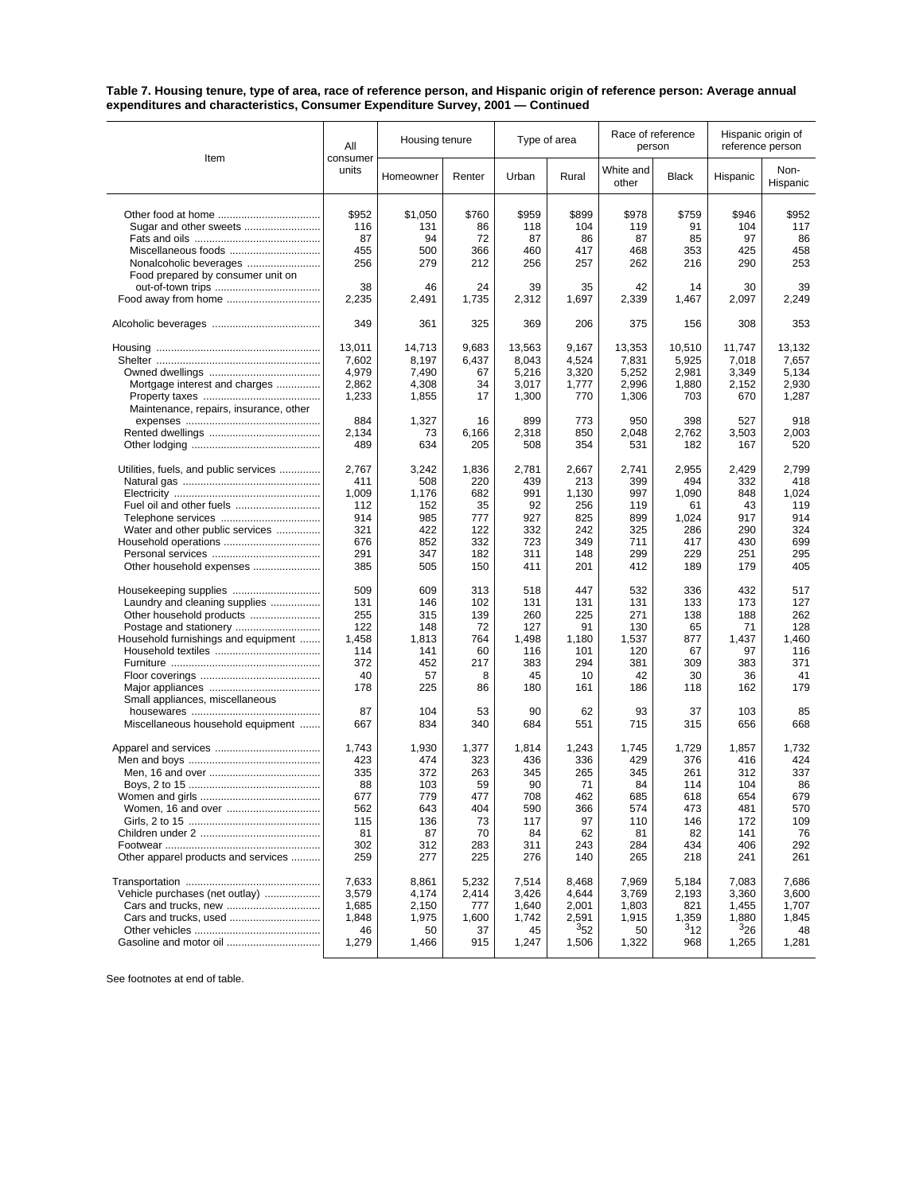**Table 7. Housing tenure, type of area, race of reference person, and Hispanic origin of reference person: Average annual expenditures and characteristics, Consumer Expenditure Survey, 2001 — Continued**

| Item | All consumer units | Housing tenure | | Type of area | | Race of reference person | | Hispanic origin of reference person | |
|---|---|---|---|---|---|---|---|---|---|
| | | Homeowner | Renter | Urban | Rural | White and other | Black | Hispanic | Non-Hispanic |
| Other food at home | $952 | $1,050 | $760 | $959 | $899 | $978 | $759 | $946 | $952 |
| Sugar and other sweets | 116 | 131 | 86 | 118 | 104 | 119 | 91 | 104 | 117 |
| Fats and oils | 87 | 94 | 72 | 87 | 86 | 87 | 85 | 97 | 86 |
| Miscellaneous foods | 455 | 500 | 366 | 460 | 417 | 468 | 353 | 425 | 458 |
| Nonalcoholic beverages | 256 | 279 | 212 | 256 | 257 | 262 | 216 | 290 | 253 |
| Food prepared by consumer unit on out-of-town trips | 38 | 46 | 24 | 39 | 35 | 42 | 14 | 30 | 39 |
| Food away from home | 2,235 | 2,491 | 1,735 | 2,312 | 1,697 | 2,339 | 1,467 | 2,097 | 2,249 |
| Alcoholic beverages | 349 | 361 | 325 | 369 | 206 | 375 | 156 | 308 | 353 |
| Housing | 13,011 | 14,713 | 9,683 | 13,563 | 9,167 | 13,353 | 10,510 | 11,747 | 13,132 |
| Shelter | 7,602 | 8,197 | 6,437 | 8,043 | 4,524 | 7,831 | 5,925 | 7,018 | 7,657 |
| Owned dwellings | 4,979 | 7,490 | 67 | 5,216 | 3,320 | 5,252 | 2,981 | 3,349 | 5,134 |
| Mortgage interest and charges | 2,862 | 4,308 | 34 | 3,017 | 1,777 | 2,996 | 1,880 | 2,152 | 2,930 |
| Property taxes | 1,233 | 1,855 | 17 | 1,300 | 770 | 1,306 | 703 | 670 | 1,287 |
| Maintenance, repairs, insurance, other expenses | 884 | 1,327 | 16 | 899 | 773 | 950 | 398 | 527 | 918 |
| Rented dwellings | 2,134 | 73 | 6,166 | 2,318 | 850 | 2,048 | 2,762 | 3,503 | 2,003 |
| Other lodging | 489 | 634 | 205 | 508 | 354 | 531 | 182 | 167 | 520 |
| Utilities, fuels, and public services | 2,767 | 3,242 | 1,836 | 2,781 | 2,667 | 2,741 | 2,955 | 2,429 | 2,799 |
| Natural gas | 411 | 508 | 220 | 439 | 213 | 399 | 494 | 332 | 418 |
| Electricity | 1,009 | 1,176 | 682 | 991 | 1,130 | 997 | 1,090 | 848 | 1,024 |
| Fuel oil and other fuels | 112 | 152 | 35 | 92 | 256 | 119 | 61 | 43 | 119 |
| Telephone services | 914 | 985 | 777 | 927 | 825 | 899 | 1,024 | 917 | 914 |
| Water and other public services | 321 | 422 | 122 | 332 | 242 | 325 | 286 | 290 | 324 |
| Household operations | 676 | 852 | 332 | 723 | 349 | 711 | 417 | 430 | 699 |
| Personal services | 291 | 347 | 182 | 311 | 148 | 299 | 229 | 251 | 295 |
| Other household expenses | 385 | 505 | 150 | 411 | 201 | 412 | 189 | 179 | 405 |
| Housekeeping supplies | 509 | 609 | 313 | 518 | 447 | 532 | 336 | 432 | 517 |
| Laundry and cleaning supplies | 131 | 146 | 102 | 131 | 131 | 131 | 133 | 173 | 127 |
| Other household products | 255 | 315 | 139 | 260 | 225 | 271 | 138 | 188 | 262 |
| Postage and stationery | 122 | 148 | 72 | 127 | 91 | 130 | 65 | 71 | 128 |
| Household furnishings and equipment | 1,458 | 1,813 | 764 | 1,498 | 1,180 | 1,537 | 877 | 1,437 | 1,460 |
| Household textiles | 114 | 141 | 60 | 116 | 101 | 120 | 67 | 97 | 116 |
| Furniture | 372 | 452 | 217 | 383 | 294 | 381 | 309 | 383 | 371 |
| Floor coverings | 40 | 57 | 8 | 45 | 10 | 42 | 30 | 36 | 41 |
| Major appliances | 178 | 225 | 86 | 180 | 161 | 186 | 118 | 162 | 179 |
| Small appliances, miscellaneous housewares | 87 | 104 | 53 | 90 | 62 | 93 | 37 | 103 | 85 |
| Miscellaneous household equipment | 667 | 834 | 340 | 684 | 551 | 715 | 315 | 656 | 668 |
| Apparel and services | 1,743 | 1,930 | 1,377 | 1,814 | 1,243 | 1,745 | 1,729 | 1,857 | 1,732 |
| Men and boys | 423 | 474 | 323 | 436 | 336 | 429 | 376 | 416 | 424 |
| Men, 16 and over | 335 | 372 | 263 | 345 | 265 | 345 | 261 | 312 | 337 |
| Boys, 2 to 15 | 88 | 103 | 59 | 90 | 71 | 84 | 114 | 104 | 86 |
| Women and girls | 677 | 779 | 477 | 708 | 462 | 685 | 618 | 654 | 679 |
| Women, 16 and over | 562 | 643 | 404 | 590 | 366 | 574 | 473 | 481 | 570 |
| Girls, 2 to 15 | 115 | 136 | 73 | 117 | 97 | 110 | 146 | 172 | 109 |
| Children under 2 | 81 | 87 | 70 | 84 | 62 | 81 | 82 | 141 | 76 |
| Footwear | 302 | 312 | 283 | 311 | 243 | 284 | 434 | 406 | 292 |
| Other apparel products and services | 259 | 277 | 225 | 276 | 140 | 265 | 218 | 241 | 261 |
| Transportation | 7,633 | 8,861 | 5,232 | 7,514 | 8,468 | 7,969 | 5,184 | 7,083 | 7,686 |
| Vehicle purchases (net outlay) | 3,579 | 4,174 | 2,414 | 3,426 | 4,644 | 3,769 | 2,193 | 3,360 | 3,600 |
| Cars and trucks, new | 1,685 | 2,150 | 777 | 1,640 | 2,001 | 1,803 | 821 | 1,455 | 1,707 |
| Cars and trucks, used | 1,848 | 1,975 | 1,600 | 1,742 | 2,591 | 1,915 | 1,359 | 1,880 | 1,845 |
| Other vehicles | 46 | 50 | 37 | 45 | [3]52 | 50 | [3]12 | [3]26 | 48 |
| Gasoline and motor oil | 1,279 | 1,466 | 915 | 1,247 | 1,506 | 1,322 | 968 | 1,265 | 1,281 |

See footnotes at end of table.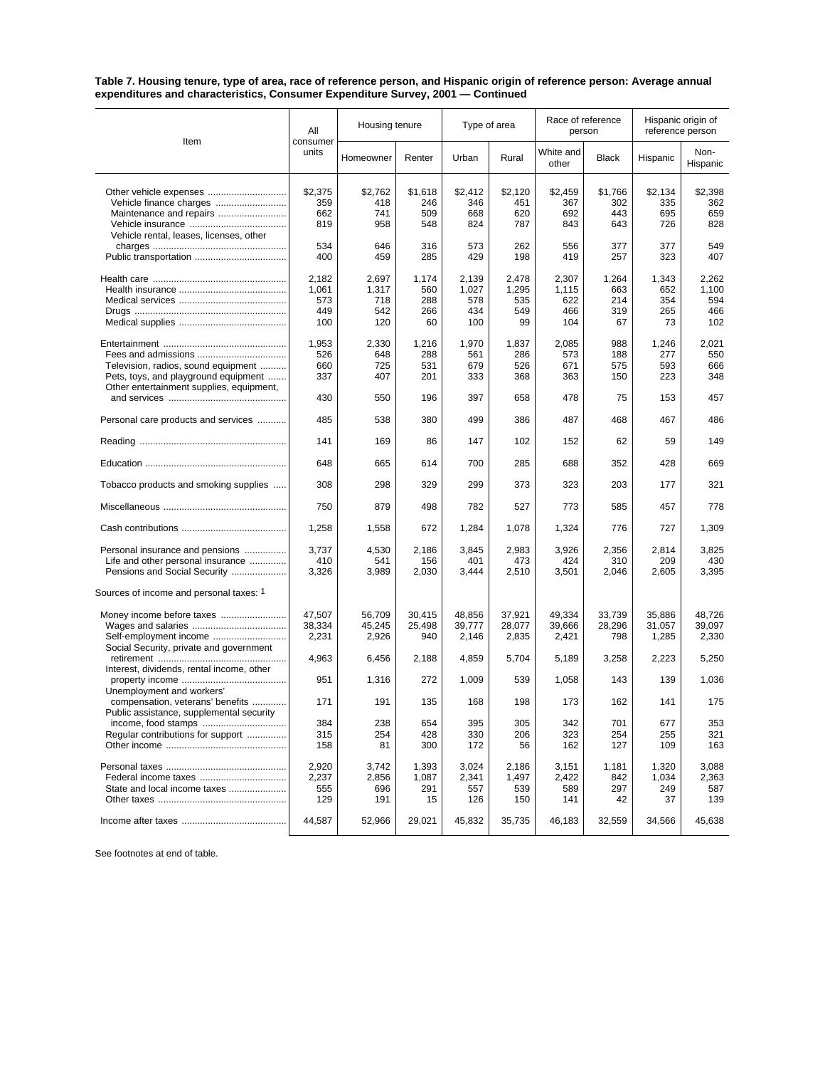**Table 7. Housing tenure, type of area, race of reference person, and Hispanic origin of reference person: Average annual expenditures and characteristics, Consumer Expenditure Survey, 2001 — Continued**

| Item | All consumer units | Housing tenure | | Type of area | | Race of reference person | | Hispanic origin of reference person | |
|---|---|---|---|---|---|---|---|---|---|
| | | Homeowner | Renter | Urban | Rural | White and other | Black | Hispanic | Non-Hispanic |
| Other vehicle expenses | $2,375 | $2,762 | $1,618 | $2,412 | $2,120 | $2,459 | $1,766 | $2,134 | $2,398 |
| Vehicle finance charges | 359 | 418 | 246 | 346 | 451 | 367 | 302 | 335 | 362 |
| Maintenance and repairs | 662 | 741 | 509 | 668 | 620 | 692 | 443 | 695 | 659 |
| Vehicle insurance | 819 | 958 | 548 | 824 | 787 | 843 | 643 | 726 | 828 |
| Vehicle rental, leases, licenses, other charges | 534 | 646 | 316 | 573 | 262 | 556 | 377 | 377 | 549 |
| Public transportation | 400 | 459 | 285 | 429 | 198 | 419 | 257 | 323 | 407 |
| Health care | 2,182 | 2,697 | 1,174 | 2,139 | 2,478 | 2,307 | 1,264 | 1,343 | 2,262 |
| Health insurance | 1,061 | 1,317 | 560 | 1,027 | 1,295 | 1,115 | 663 | 652 | 1,100 |
| Medical services | 573 | 718 | 288 | 578 | 535 | 622 | 214 | 354 | 594 |
| Drugs | 449 | 542 | 266 | 434 | 549 | 466 | 319 | 265 | 466 |
| Medical supplies | 100 | 120 | 60 | 100 | 99 | 104 | 67 | 73 | 102 |
| Entertainment | 1,953 | 2,330 | 1,216 | 1,970 | 1,837 | 2,085 | 988 | 1,246 | 2,021 |
| Fees and admissions | 526 | 648 | 288 | 561 | 286 | 573 | 188 | 277 | 550 |
| Television, radios, sound equipment | 660 | 725 | 531 | 679 | 526 | 671 | 575 | 593 | 666 |
| Pets, toys, and playground equipment | 337 | 407 | 201 | 333 | 368 | 363 | 150 | 223 | 348 |
| Other entertainment supplies, equipment, and services | 430 | 550 | 196 | 397 | 658 | 478 | 75 | 153 | 457 |
| Personal care products and services | 485 | 538 | 380 | 499 | 386 | 487 | 468 | 467 | 486 |
| Reading | 141 | 169 | 86 | 147 | 102 | 152 | 62 | 59 | 149 |
| Education | 648 | 665 | 614 | 700 | 285 | 688 | 352 | 428 | 669 |
| Tobacco products and smoking supplies | 308 | 298 | 329 | 299 | 373 | 323 | 203 | 177 | 321 |
| Miscellaneous | 750 | 879 | 498 | 782 | 527 | 773 | 585 | 457 | 778 |
| Cash contributions | 1,258 | 1,558 | 672 | 1,284 | 1,078 | 1,324 | 776 | 727 | 1,309 |
| Personal insurance and pensions | 3,737 | 4,530 | 2,186 | 3,845 | 2,983 | 3,926 | 2,356 | 2,814 | 3,825 |
| Life and other personal insurance | 410 | 541 | 156 | 401 | 473 | 424 | 310 | 209 | 430 |
| Pensions and Social Security | 3,326 | 3,989 | 2,030 | 3,444 | 2,510 | 3,501 | 2,046 | 2,605 | 3,395 |
| Sources of income and personal taxes: [1] | | | | | | | | | |
| Money income before taxes | 47,507 | 56,709 | 30,415 | 48,856 | 37,921 | 49,334 | 33,739 | 35,886 | 48,726 |
| Wages and salaries | 38,334 | 45,245 | 25,498 | 39,777 | 28,077 | 39,666 | 28,296 | 31,057 | 39,097 |
| Self-employment income | 2,231 | 2,926 | 940 | 2,146 | 2,835 | 2,421 | 798 | 1,285 | 2,330 |
| Social Security, private and government retirement | 4,963 | 6,456 | 2,188 | 4,859 | 5,704 | 5,189 | 3,258 | 2,223 | 5,250 |
| Interest, dividends, rental income, other property income | 951 | 1,316 | 272 | 1,009 | 539 | 1,058 | 143 | 139 | 1,036 |
| Unemployment and workers' compensation, veterans' benefits | 171 | 191 | 135 | 168 | 198 | 173 | 162 | 141 | 175 |
| Public assistance, supplemental security income, food stamps | 384 | 238 | 654 | 395 | 305 | 342 | 701 | 677 | 353 |
| Regular contributions for support | 315 | 254 | 428 | 330 | 206 | 323 | 254 | 255 | 321 |
| Other income | 158 | 81 | 300 | 172 | 56 | 162 | 127 | 109 | 163 |
| Personal taxes | 2,920 | 3,742 | 1,393 | 3,024 | 2,186 | 3,151 | 1,181 | 1,320 | 3,088 |
| Federal income taxes | 2,237 | 2,856 | 1,087 | 2,341 | 1,497 | 2,422 | 842 | 1,034 | 2,363 |
| State and local income taxes | 555 | 696 | 291 | 557 | 539 | 589 | 297 | 249 | 587 |
| Other taxes | 129 | 191 | 15 | 126 | 150 | 141 | 42 | 37 | 139 |
| Income after taxes | 44,587 | 52,966 | 29,021 | 45,832 | 35,735 | 46,183 | 32,559 | 34,566 | 45,638 |

See footnotes at end of table.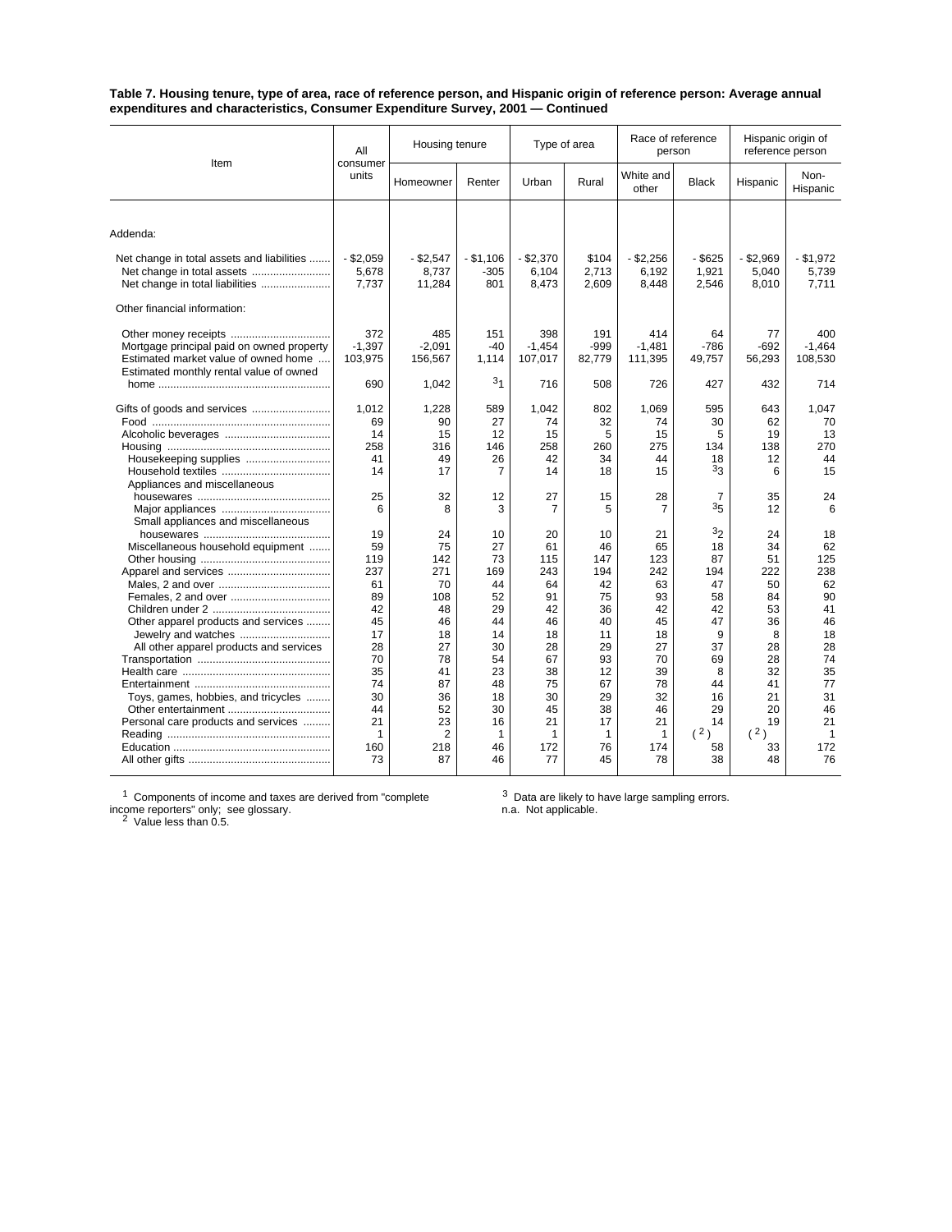**Table 7. Housing tenure, type of area, race of reference person, and Hispanic origin of reference person: Average annual expenditures and characteristics, Consumer Expenditure Survey, 2001 — Continued**

| Item | All consumer units | Housing tenure | | Type of area | | Race of reference person | | Hispanic origin of reference person | |
|---|---|---|---|---|---|---|---|---|---|
| | | Homeowner | Renter | Urban | Rural | White and other | Black | Hispanic | Non-Hispanic |
| Addenda: | | | | | | | | | |
| Net change in total assets and liabilities | - $2,059 | - $2,547 | - $1,106 | - $2,370 | $104 | - $2,256 | - $625 | - $2,969 | - $1,972 |
| Net change in total assets | 5,678 | 8,737 | -305 | 6,104 | 2,713 | 6,192 | 1,921 | 5,040 | 5,739 |
| Net change in total liabilities | 7,737 | 11,284 | 801 | 8,473 | 2,609 | 8,448 | 2,546 | 8,010 | 7,711 |
| Other financial information: | | | | | | | | | |
| Other money receipts | 372 | 485 | 151 | 398 | 191 | 414 | 64 | 77 | 400 |
| Mortgage principal paid on owned property | -1,397 | -2,091 | -40 | -1,454 | -999 | -1,481 | -786 | -692 | -1,464 |
| Estimated market value of owned home | 103,975 | 156,567 | 1,114 | 107,017 | 82,779 | 111,395 | 49,757 | 56,293 | 108,530 |
| Estimated monthly rental value of owned home | 690 | 1,042 | [3]1 | 716 | 508 | 726 | 427 | 432 | 714 |
| Gifts of goods and services | 1,012 | 1,228 | 589 | 1,042 | 802 | 1,069 | 595 | 643 | 1,047 |
| Food | 69 | 90 | 27 | 74 | 32 | 74 | 30 | 62 | 70 |
| Alcoholic beverages | 14 | 15 | 12 | 15 | 5 | 15 | 5 | 19 | 13 |
| Housing | 258 | 316 | 146 | 258 | 260 | 275 | 134 | 138 | 270 |
| Housekeeping supplies | 41 | 49 | 26 | 42 | 34 | 44 | 18 | 12 | 44 |
| Household textiles | 14 | 17 | 7 | 14 | 18 | 15 | [3]3 | 6 | 15 |
| Appliances and miscellaneous housewares | 25 | 32 | 12 | 27 | 15 | 28 | 7 | 35 | 24 |
| Major appliances | 6 | 8 | 3 | 7 | 5 | 7 | [3]5 | 12 | 6 |
| Small appliances and miscellaneous housewares | 19 | 24 | 10 | 20 | 10 | 21 | [3]2 | 24 | 18 |
| Miscellaneous household equipment | 59 | 75 | 27 | 61 | 46 | 65 | 18 | 34 | 62 |
| Other housing | 119 | 142 | 73 | 115 | 147 | 123 | 87 | 51 | 125 |
| Apparel and services | 237 | 271 | 169 | 243 | 194 | 242 | 194 | 222 | 238 |
| Males, 2 and over | 61 | 70 | 44 | 64 | 42 | 63 | 47 | 50 | 62 |
| Females, 2 and over | 89 | 108 | 52 | 91 | 75 | 93 | 58 | 84 | 90 |
| Children under 2 | 42 | 48 | 29 | 42 | 36 | 42 | 42 | 53 | 41 |
| Other apparel products and services | 45 | 46 | 44 | 46 | 40 | 45 | 47 | 36 | 46 |
| Jewelry and watches | 17 | 18 | 14 | 18 | 11 | 18 | 9 | 8 | 18 |
| All other apparel products and services | 28 | 27 | 30 | 28 | 29 | 27 | 37 | 28 | 28 |
| Transportation | 70 | 78 | 54 | 67 | 93 | 70 | 69 | 28 | 74 |
| Health care | 35 | 41 | 23 | 38 | 12 | 39 | 8 | 32 | 35 |
| Entertainment | 74 | 87 | 48 | 75 | 67 | 78 | 44 | 41 | 77 |
| Toys, games, hobbies, and tricycles | 30 | 36 | 18 | 30 | 29 | 32 | 16 | 21 | 31 |
| Other entertainment | 44 | 52 | 30 | 45 | 38 | 46 | 29 | 20 | 46 |
| Personal care products and services | 21 | 23 | 16 | 21 | 17 | 21 | 14 | 19 | 21 |
| Reading | 1 | 2 | 1 | 1 | 1 | 1 | ([2]) | ([2]) | 1 |
| Education | 160 | 218 | 46 | 172 | 76 | 174 | 58 | 33 | 172 |
| All other gifts | 73 | 87 | 46 | 77 | 45 | 78 | 38 | 48 | 76 |

[1] Components of income and taxes are derived from "complete income reporters" only; see glossary.
[2] Value less than 0.5.
[3] Data are likely to have large sampling errors.
n.a. Not applicable.